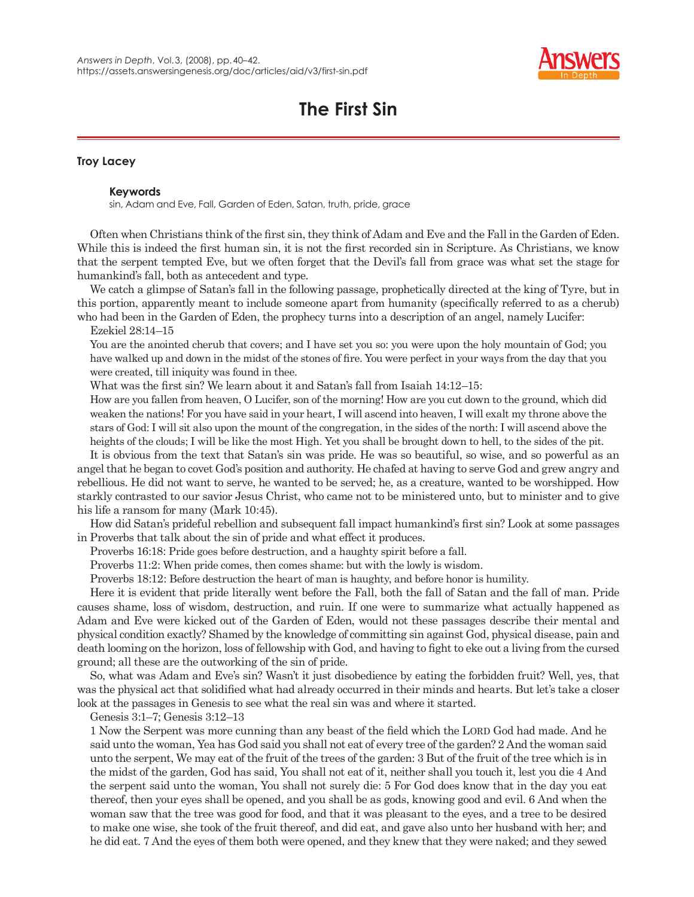# The First Sin

**Troy Lacey**

**Keywords**

sin, Adam and Eve, Fall, Garden of Eden, Satan, truth, pride, grace

Often when Christians think of the first sin, they think of Adam and Eve and the Fall in the Garden of Eden. While this is indeed the first human sin, it is not the first recorded sin in Scripture. As Christians, we know that the serpent tempted Eve, but we often forget that the Devil's fall from grace was what set the stage for humankind's fall, both as antecedent and type.

We catch a glimpse of Satan's fall in the following passage, prophetically directed at the king of Tyre, but in this portion, apparently meant to include someone apart from humanity (specifically referred to as a cherub) who had been in the Garden of Eden, the prophecy turns into a description of an angel, namely Lucifer:

Ezekiel 28:14–15

You are the anointed cherub that covers; and I have set you so: you were upon the holy mountain of God; you have walked up and down in the midst of the stones of fire. You were perfect in your ways from the day that you were created, till iniquity was found in thee.

What was the first sin? We learn about it and Satan's fall from Isaiah 14:12–15:

How are you fallen from heaven, O Lucifer, son of the morning! How are you cut down to the ground, which did weaken the nations! For you have said in your heart, I will ascend into heaven, I will exalt my throne above the stars of God: I will sit also upon the mount of the congregation, in the sides of the north: I will ascend above the heights of the clouds; I will be like the most High. Yet you shall be brought down to hell, to the sides of the pit.

It is obvious from the text that Satan's sin was pride. He was so beautiful, so wise, and so powerful as an angel that he began to covet God's position and authority. He chafed at having to serve God and grew angry and rebellious. He did not want to serve, he wanted to be served; he, as a creature, wanted to be worshipped. How starkly contrasted to our savior Jesus Christ, who came not to be ministered unto, but to minister and to give his life a ransom for many (Mark 10:45).

How did Satan's prideful rebellion and subsequent fall impact humankind's first sin? Look at some passages in Proverbs that talk about the sin of pride and what effect it produces.

Proverbs 16:18: Pride goes before destruction, and a haughty spirit before a fall.

Proverbs 11:2: When pride comes, then comes shame: but with the lowly is wisdom.

Proverbs 18:12: Before destruction the heart of man is haughty, and before honor is humility.

Here it is evident that pride literally went before the Fall, both the fall of Satan and the fall of man. Pride causes shame, loss of wisdom, destruction, and ruin. If one were to summarize what actually happened as Adam and Eve were kicked out of the Garden of Eden, would not these passages describe their mental and physical condition exactly? Shamed by the knowledge of committing sin against God, physical disease, pain and death looming on the horizon, loss of fellowship with God, and having to fight to eke out a living from the cursed ground; all these are the outworking of the sin of pride.

So, what was Adam and Eve's sin? Wasn't it just disobedience by eating the forbidden fruit? Well, yes, that was the physical act that solidified what had already occurred in their minds and hearts. But let's take a closer look at the passages in Genesis to see what the real sin was and where it started.

Genesis 3:1–7; Genesis 3:12–13

1 Now the Serpent was more cunning than any beast of the field which the LORD God had made. And he said unto the woman, Yea has God said you shall not eat of every tree of the garden? 2 And the woman said unto the serpent, We may eat of the fruit of the trees of the garden: 3 But of the fruit of the tree which is in the midst of the garden, God has said, You shall not eat of it, neither shall you touch it, lest you die 4 And the serpent said unto the woman, You shall not surely die: 5 For God does know that in the day you eat thereof, then your eyes shall be opened, and you shall be as gods, knowing good and evil. 6 And when the woman saw that the tree was good for food, and that it was pleasant to the eyes, and a tree to be desired to make one wise, she took of the fruit thereof, and did eat, and gave also unto her husband with her; and he did eat. 7 And the eyes of them both were opened, and they knew that they were naked; and they sewed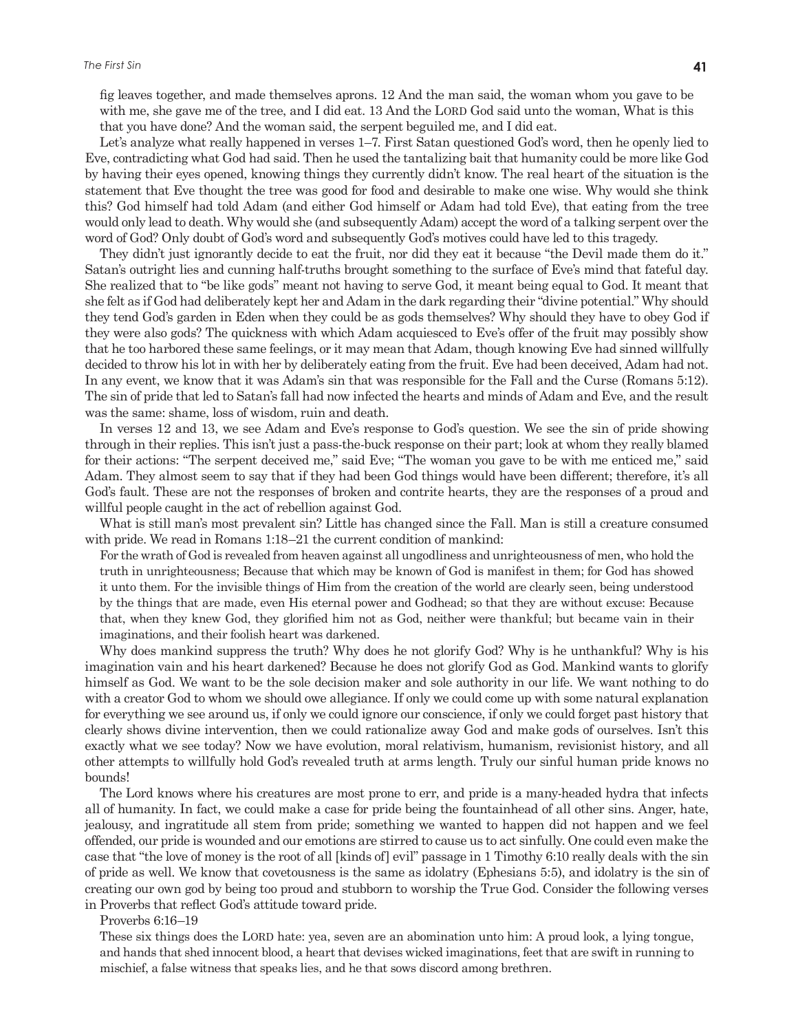fig leaves together, and made themselves aprons. 12 And the man said, the woman whom you gave to be with me, she gave me of the tree, and I did eat. 13 And the LORD God said unto the woman, What is this that you have done? And the woman said, the serpent beguiled me, and I did eat.

Let's analyze what really happened in verses 1–7. First Satan questioned God's word, then he openly lied to Eve, contradicting what God had said. Then he used the tantalizing bait that humanity could be more like God by having their eyes opened, knowing things they currently didn't know. The real heart of the situation is the statement that Eve thought the tree was good for food and desirable to make one wise. Why would she think this? God himself had told Adam (and either God himself or Adam had told Eve), that eating from the tree would only lead to death. Why would she (and subsequently Adam) accept the word of a talking serpent over the word of God? Only doubt of God's word and subsequently God's motives could have led to this tragedy.

They didn't just ignorantly decide to eat the fruit, nor did they eat it because "the Devil made them do it." Satan's outright lies and cunning half-truths brought something to the surface of Eve's mind that fateful day. She realized that to "be like gods" meant not having to serve God, it meant being equal to God. It meant that she felt as if God had deliberately kept her and Adam in the dark regarding their "divine potential." Why should they tend God's garden in Eden when they could be as gods themselves? Why should they have to obey God if they were also gods? The quickness with which Adam acquiesced to Eve's offer of the fruit may possibly show that he too harbored these same feelings, or it may mean that Adam, though knowing Eve had sinned willfully decided to throw his lot in with her by deliberately eating from the fruit. Eve had been deceived, Adam had not. In any event, we know that it was Adam's sin that was responsible for the Fall and the Curse (Romans 5:12). The sin of pride that led to Satan's fall had now infected the hearts and minds of Adam and Eve, and the result was the same: shame, loss of wisdom, ruin and death.

In verses 12 and 13, we see Adam and Eve's response to God's question. We see the sin of pride showing through in their replies. This isn't just a pass-the-buck response on their part; look at whom they really blamed for their actions: "The serpent deceived me," said Eve; "The woman you gave to be with me enticed me," said Adam. They almost seem to say that if they had been God things would have been different; therefore, it's all God's fault. These are not the responses of broken and contrite hearts, they are the responses of a proud and willful people caught in the act of rebellion against God.

What is still man's most prevalent sin? Little has changed since the Fall. Man is still a creature consumed with pride. We read in Romans 1:18–21 the current condition of mankind:

> For the wrath of God is revealed from heaven against all ungodliness and unrighteousness of men, who hold the truth in unrighteousness; Because that which may be known of God is manifest in them; for God has showed it unto them. For the invisible things of Him from the creation of the world are clearly seen, being understood by the things that are made, even His eternal power and Godhead; so that they are without excuse: Because that, when they knew God, they glorified him not as God, neither were thankful; but became vain in their imaginations, and their foolish heart was darkened.

Why does mankind suppress the truth? Why does he not glorify God? Why is he unthankful? Why is his imagination vain and his heart darkened? Because he does not glorify God as God. Mankind wants to glorify himself as God. We want to be the sole decision maker and sole authority in our life. We want nothing to do with a creator God to whom we should owe allegiance. If only we could come up with some natural explanation for everything we see around us, if only we could ignore our conscience, if only we could forget past history that clearly shows divine intervention, then we could rationalize away God and make gods of ourselves. Isn't this exactly what we see today? Now we have evolution, moral relativism, humanism, revisionist history, and all other attempts to willfully hold God's revealed truth at arms length. Truly our sinful human pride knows no bounds!

The Lord knows where his creatures are most prone to err, and pride is a many-headed hydra that infects all of humanity. In fact, we could make a case for pride being the fountainhead of all other sins. Anger, hate, jealousy, and ingratitude all stem from pride; something we wanted to happen did not happen and we feel offended, our pride is wounded and our emotions are stirred to cause us to act sinfully. One could even make the case that "the love of money is the root of all [kinds of] evil" passage in 1 Timothy 6:10 really deals with the sin of pride as well. We know that covetousness is the same as idolatry (Ephesians 5:5), and idolatry is the sin of creating our own god by being too proud and stubborn to worship the True God. Consider the following verses in Proverbs that reflect God's attitude toward pride.

Proverbs 6:16–19

> These six things does the LORD hate: yea, seven are an abomination unto him: A proud look, a lying tongue, and hands that shed innocent blood, a heart that devises wicked imaginations, feet that are swift in running to mischief, a false witness that speaks lies, and he that sows discord among brethren.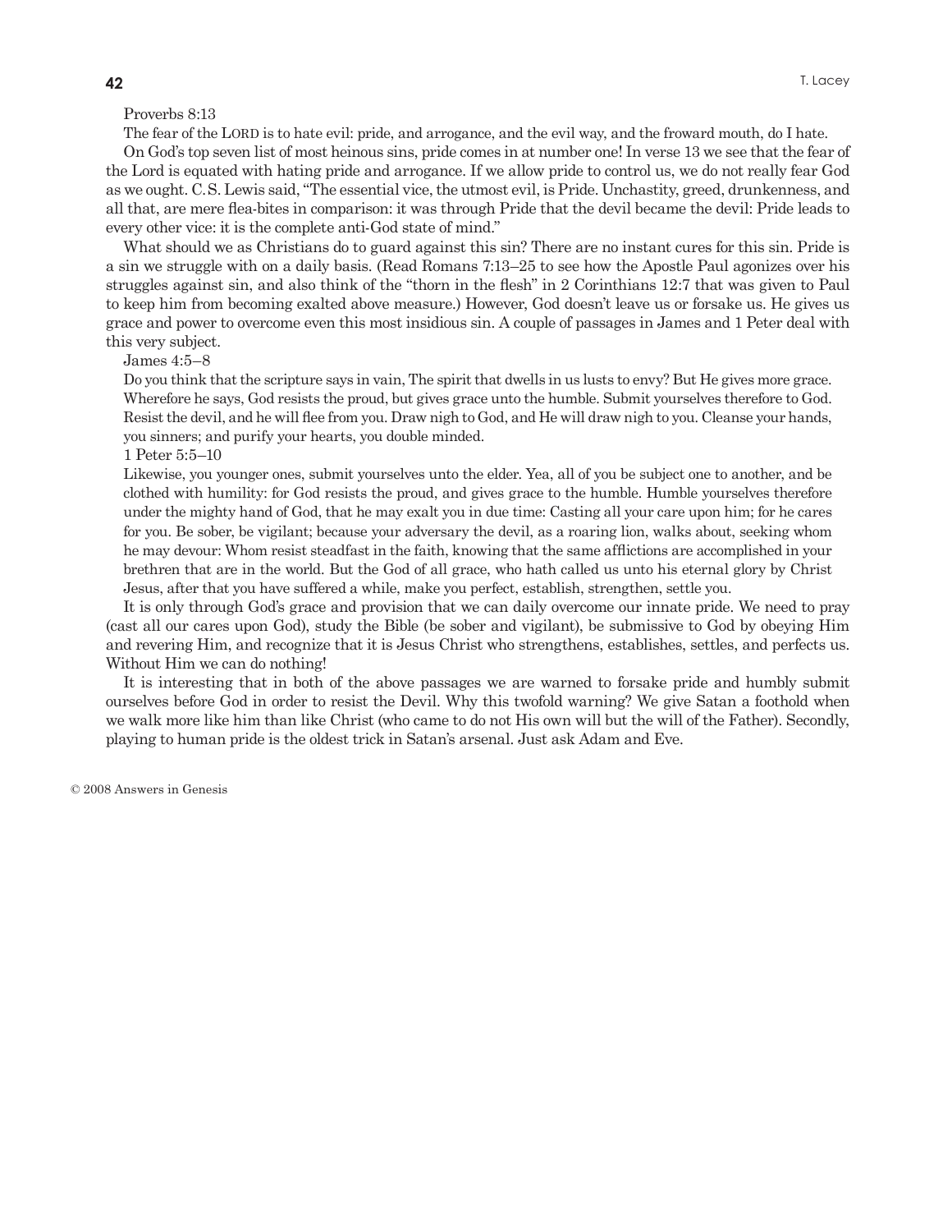Proverbs 8:13

The fear of the LORD is to hate evil: pride, and arrogance, and the evil way, and the froward mouth, do I hate.

On God's top seven list of most heinous sins, pride comes in at number one! In verse 13 we see that the fear of the Lord is equated with hating pride and arrogance. If we allow pride to control us, we do not really fear God as we ought. C.S. Lewis said, "The essential vice, the utmost evil, is Pride. Unchastity, greed, drunkenness, and all that, are mere flea-bites in comparison: it was through Pride that the devil became the devil: Pride leads to every other vice: it is the complete anti-God state of mind."

What should we as Christians do to guard against this sin? There are no instant cures for this sin. Pride is a sin we struggle with on a daily basis. (Read Romans 7:13–25 to see how the Apostle Paul agonizes over his struggles against sin, and also think of the "thorn in the flesh" in 2 Corinthians 12:7 that was given to Paul to keep him from becoming exalted above measure.) However, God doesn't leave us or forsake us. He gives us grace and power to overcome even this most insidious sin. A couple of passages in James and 1 Peter deal with this very subject.

James 4:5–8

Do you think that the scripture says in vain, The spirit that dwells in us lusts to envy? But He gives more grace. Wherefore he says, God resists the proud, but gives grace unto the humble. Submit yourselves therefore to God. Resist the devil, and he will flee from you. Draw nigh to God, and He will draw nigh to you. Cleanse your hands, you sinners; and purify your hearts, you double minded.

1 Peter 5:5–10

Likewise, you younger ones, submit yourselves unto the elder. Yea, all of you be subject one to another, and be clothed with humility: for God resists the proud, and gives grace to the humble. Humble yourselves therefore under the mighty hand of God, that he may exalt you in due time: Casting all your care upon him; for he cares for you. Be sober, be vigilant; because your adversary the devil, as a roaring lion, walks about, seeking whom he may devour: Whom resist steadfast in the faith, knowing that the same afflictions are accomplished in your brethren that are in the world. But the God of all grace, who hath called us unto his eternal glory by Christ Jesus, after that you have suffered a while, make you perfect, establish, strengthen, settle you.

It is only through God's grace and provision that we can daily overcome our innate pride. We need to pray (cast all our cares upon God), study the Bible (be sober and vigilant), be submissive to God by obeying Him and revering Him, and recognize that it is Jesus Christ who strengthens, establishes, settles, and perfects us. Without Him we can do nothing!

It is interesting that in both of the above passages we are warned to forsake pride and humbly submit ourselves before God in order to resist the Devil. Why this twofold warning? We give Satan a foothold when we walk more like him than like Christ (who came to do not His own will but the will of the Father). Secondly, playing to human pride is the oldest trick in Satan's arsenal. Just ask Adam and Eve.

© 2008 Answers in Genesis